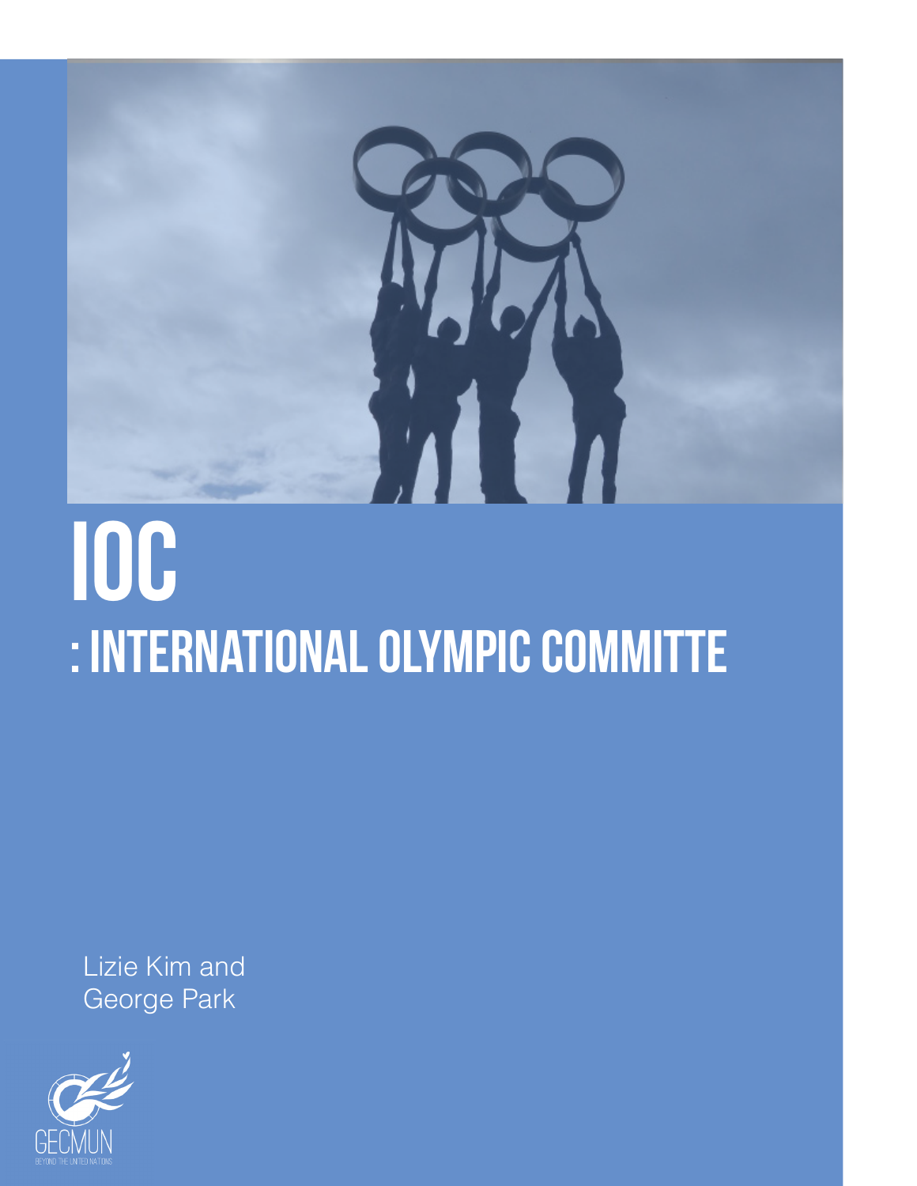# IOC

## : INTERNATIONAL OLYMPIC COMMITTE

Lizie Kim and
George Park

GECMUN
BEYOND THE UNITED NATIONS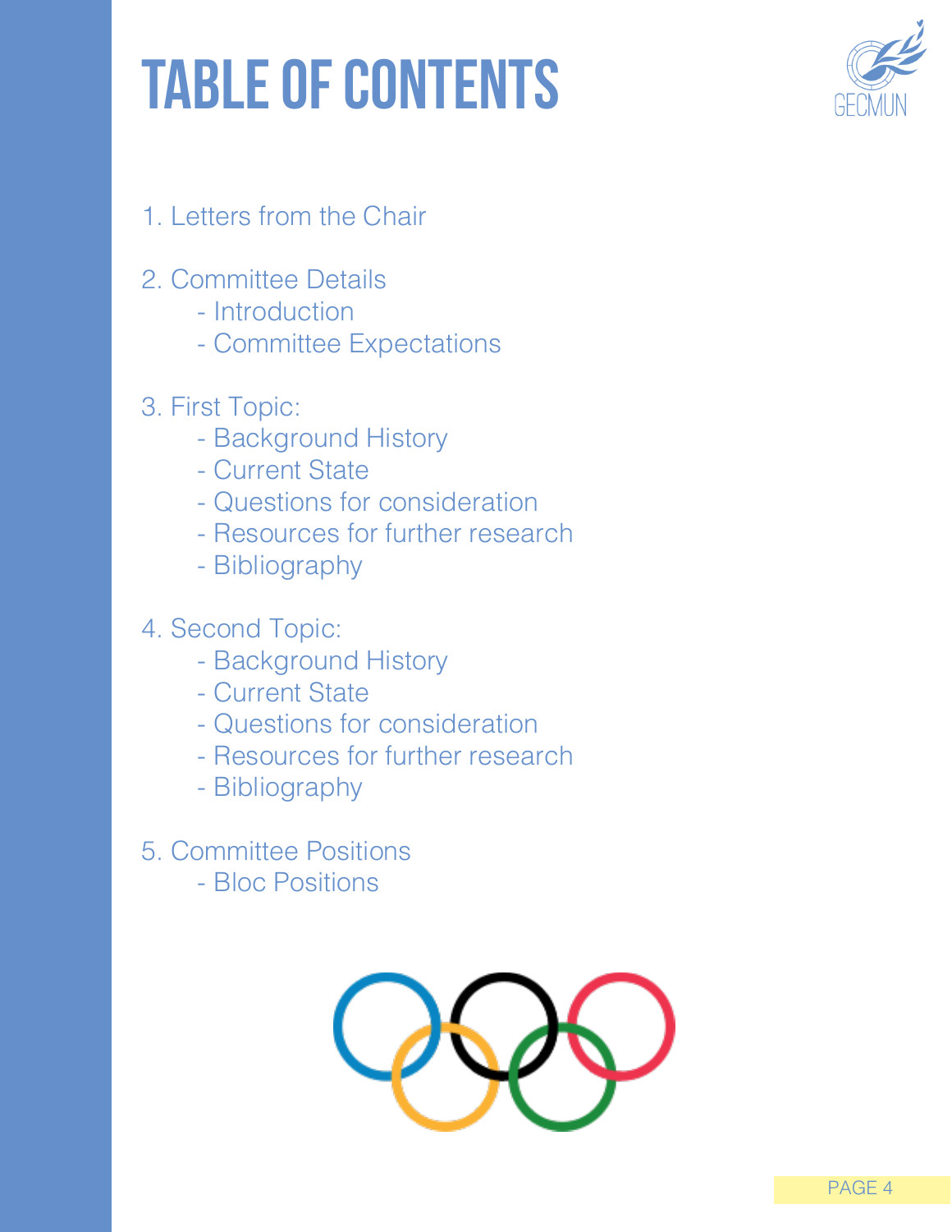# TABLE OF CONTENTS

1. Letters from the Chair

2. Committee Details
   - Introduction
   - Committee Expectations

3. First Topic:
   - Background History
   - Current State
   - Questions for consideration
   - Resources for further research
   - Bibliography

4. Second Topic:
   - Background History
   - Current State
   - Questions for consideration
   - Resources for further research
   - Bibliography

5. Committee Positions
   - Bloc Positions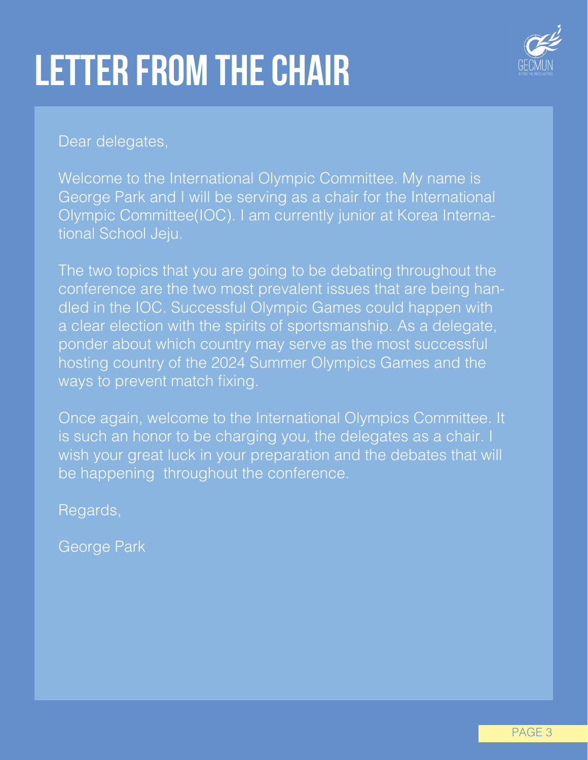# LETTER FROM THE CHAIR

Dear delegates,

Welcome to the International Olympic Committee. My name is George Park and I will be serving as a chair for the International Olympic Committee(IOC). I am currently junior at Korea International School Jeju.

The two topics that you are going to be debating throughout the conference are the two most prevalent issues that are being handled in the IOC. Successful Olympic Games could happen with a clear election with the spirits of sportsmanship. As a delegate, ponder about which country may serve as the most successful hosting country of the 2024 Summer Olympics Games and the ways to prevent match fixing.

Once again, welcome to the International Olympics Committee. It is such an honor to be charging you, the delegates as a chair. I wish your great luck in your preparation and the debates that will be happening throughout the conference.

Regards,

George Park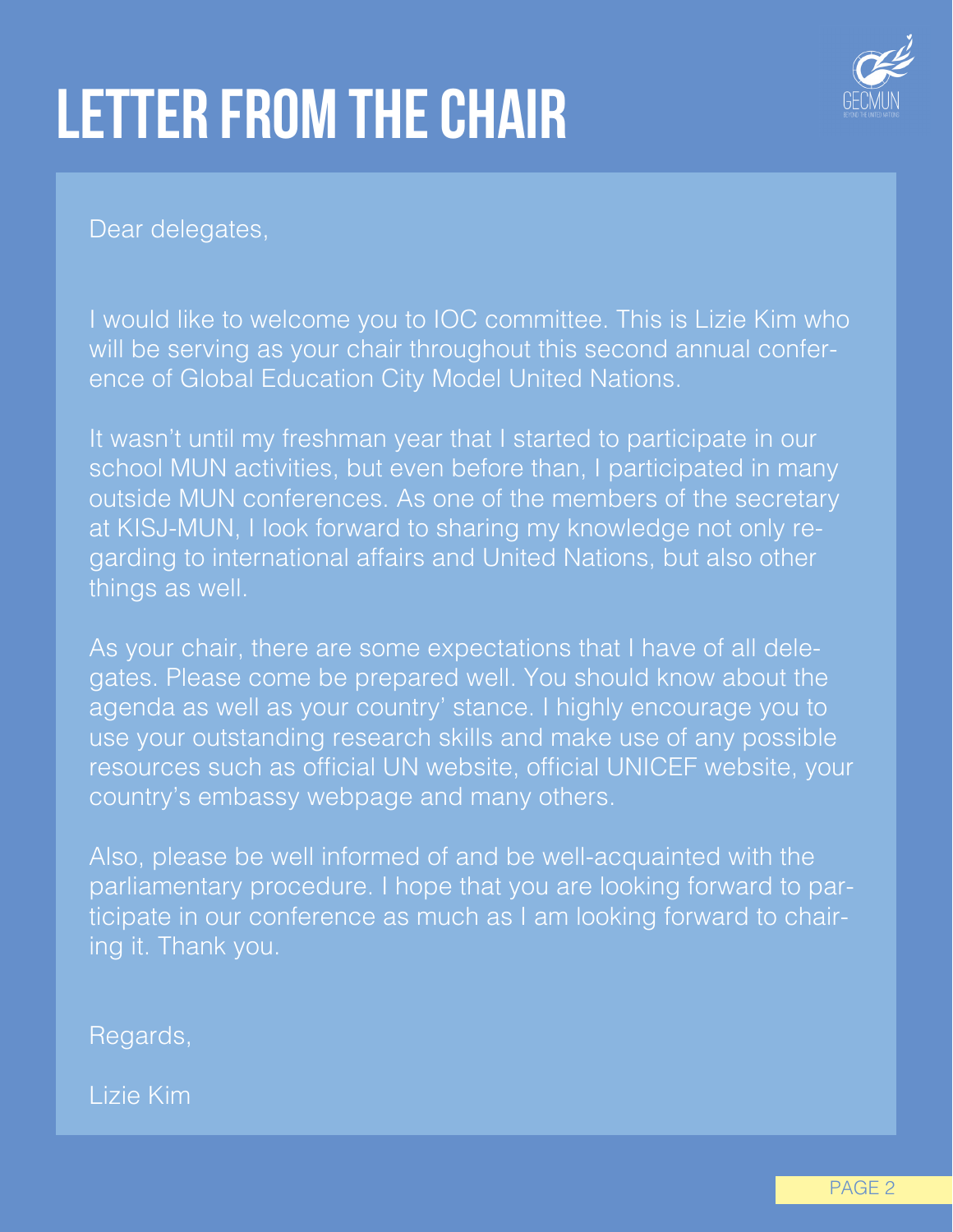# LETTER FROM THE CHAIR

Dear delegates,

I would like to welcome you to IOC committee. This is Lizie Kim who will be serving as your chair throughout this second annual conference of Global Education City Model United Nations.

It wasn't until my freshman year that I started to participate in our school MUN activities, but even before than, I participated in many outside MUN conferences. As one of the members of the secretary at KISJ-MUN, I look forward to sharing my knowledge not only regarding to international affairs and United Nations, but also other things as well.

As your chair, there are some expectations that I have of all delegates. Please come be prepared well. You should know about the agenda as well as your country' stance. I highly encourage you to use your outstanding research skills and make use of any possible resources such as official UN website, official UNICEF website, your country's embassy webpage and many others.

Also, please be well informed of and be well-acquainted with the parliamentary procedure. I hope that you are looking forward to participate in our conference as much as I am looking forward to chairing it. Thank you.

Regards,

Lizie Kim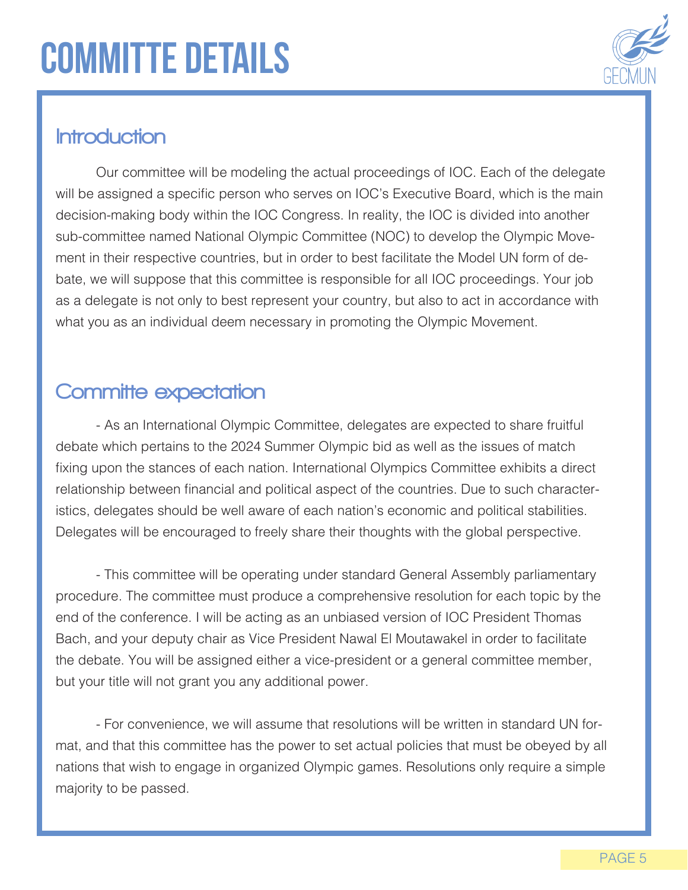# COMMITTE DETAILS

## Introduction

Our committee will be modeling the actual proceedings of IOC. Each of the delegate will be assigned a specific person who serves on IOC's Executive Board, which is the main decision-making body within the IOC Congress. In reality, the IOC is divided into another sub-committee named National Olympic Committee (NOC) to develop the Olympic Movement in their respective countries, but in order to best facilitate the Model UN form of debate, we will suppose that this committee is responsible for all IOC proceedings. Your job as a delegate is not only to best represent your country, but also to act in accordance with what you as an individual deem necessary in promoting the Olympic Movement.

## Committe expectation

- As an International Olympic Committee, delegates are expected to share fruitful debate which pertains to the 2024 Summer Olympic bid as well as the issues of match fixing upon the stances of each nation. International Olympics Committee exhibits a direct relationship between financial and political aspect of the countries. Due to such characteristics, delegates should be well aware of each nation's economic and political stabilities. Delegates will be encouraged to freely share their thoughts with the global perspective.

- This committee will be operating under standard General Assembly parliamentary procedure. The committee must produce a comprehensive resolution for each topic by the end of the conference. I will be acting as an unbiased version of IOC President Thomas Bach, and your deputy chair as Vice President Nawal El Moutawakel in order to facilitate the debate. You will be assigned either a vice-president or a general committee member, but your title will not grant you any additional power.

- For convenience, we will assume that resolutions will be written in standard UN format, and that this committee has the power to set actual policies that must be obeyed by all nations that wish to engage in organized Olympic games. Resolutions only require a simple majority to be passed.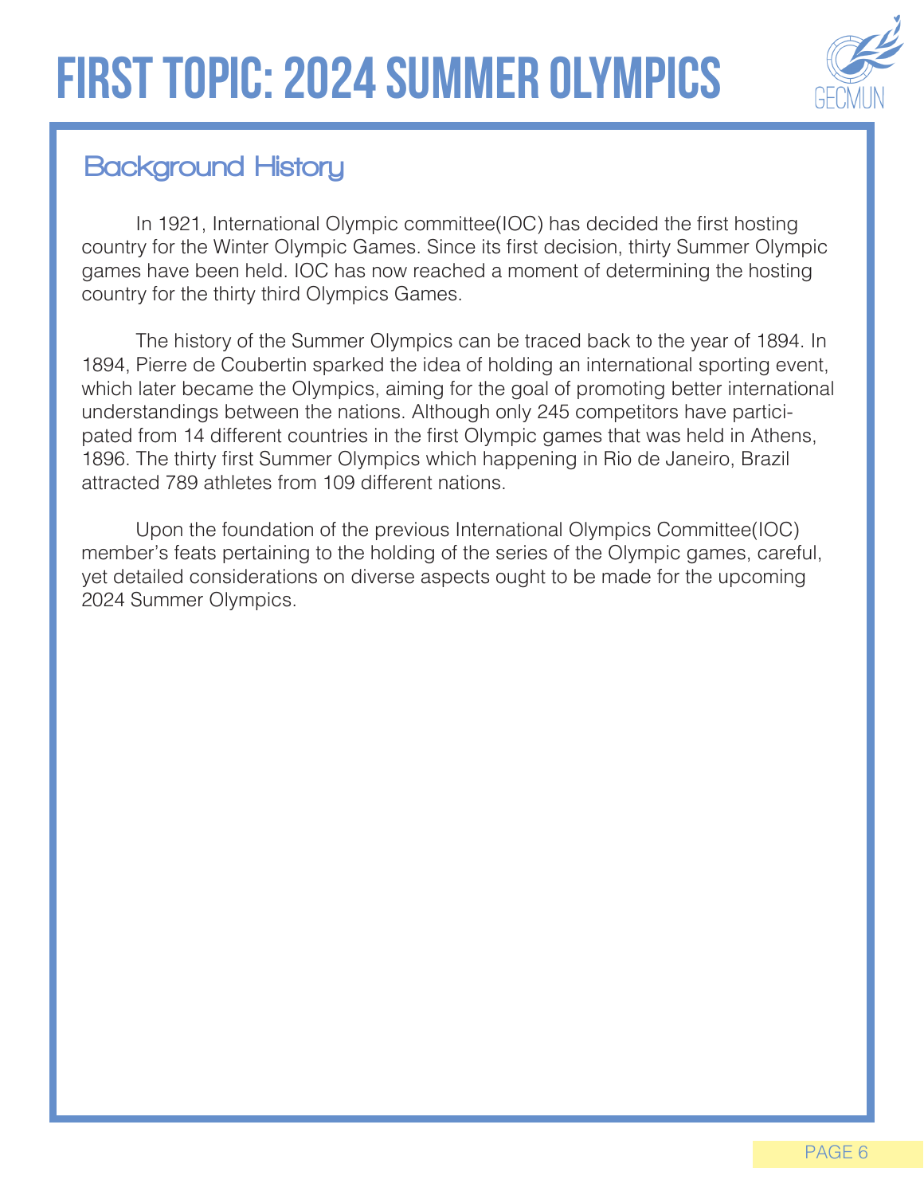# FIRST TOPIC: 2024 SUMMER OLYMPICS

## Background History

In 1921, International Olympic committee(IOC) has decided the first hosting country for the Winter Olympic Games. Since its first decision, thirty Summer Olympic games have been held. IOC has now reached a moment of determining the hosting country for the thirty third Olympics Games.

The history of the Summer Olympics can be traced back to the year of 1894. In 1894, Pierre de Coubertin sparked the idea of holding an international sporting event, which later became the Olympics, aiming for the goal of promoting better international understandings between the nations. Although only 245 competitors have participated from 14 different countries in the first Olympic games that was held in Athens, 1896. The thirty first Summer Olympics which happening in Rio de Janeiro, Brazil attracted 789 athletes from 109 different nations.

Upon the foundation of the previous International Olympics Committee(IOC) member's feats pertaining to the holding of the series of the Olympic games, careful, yet detailed considerations on diverse aspects ought to be made for the upcoming 2024 Summer Olympics.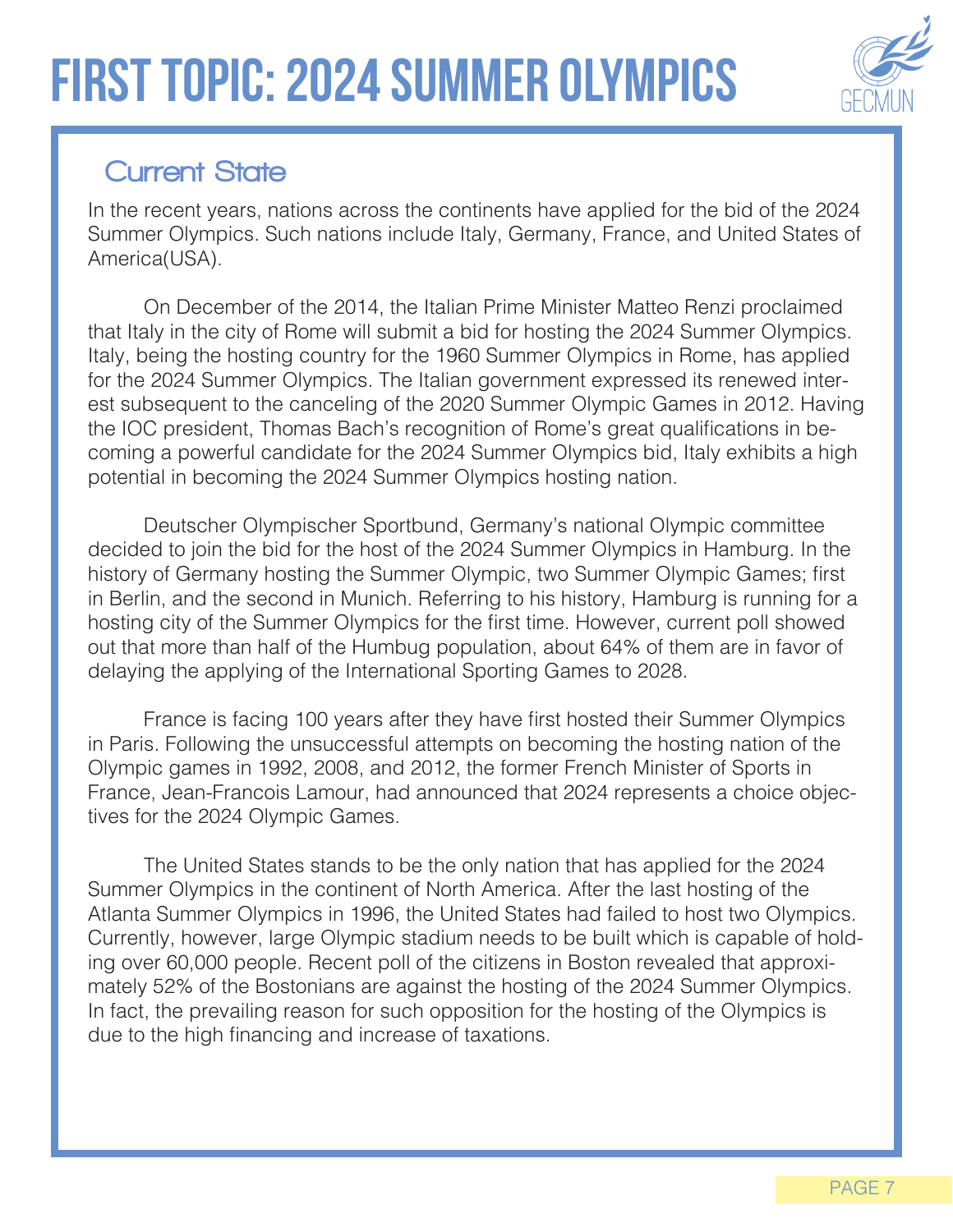# FIRST TOPIC: 2024 SUMMER OLYMPICS

## Current State

In the recent years, nations across the continents have applied for the bid of the 2024 Summer Olympics. Such nations include Italy, Germany, France, and United States of America(USA).

On December of the 2014, the Italian Prime Minister Matteo Renzi proclaimed that Italy in the city of Rome will submit a bid for hosting the 2024 Summer Olympics. Italy, being the hosting country for the 1960 Summer Olympics in Rome, has applied for the 2024 Summer Olympics. The Italian government expressed its renewed interest subsequent to the canceling of the 2020 Summer Olympic Games in 2012. Having the IOC president, Thomas Bach's recognition of Rome's great qualifications in becoming a powerful candidate for the 2024 Summer Olympics bid, Italy exhibits a high potential in becoming the 2024 Summer Olympics hosting nation.

Deutscher Olympischer Sportbund, Germany's national Olympic committee decided to join the bid for the host of the 2024 Summer Olympics in Hamburg. In the history of Germany hosting the Summer Olympic, two Summer Olympic Games; first in Berlin, and the second in Munich. Referring to his history, Hamburg is running for a hosting city of the Summer Olympics for the first time. However, current poll showed out that more than half of the Humbug population, about 64% of them are in favor of delaying the applying of the International Sporting Games to 2028.

France is facing 100 years after they have first hosted their Summer Olympics in Paris. Following the unsuccessful attempts on becoming the hosting nation of the Olympic games in 1992, 2008, and 2012, the former French Minister of Sports in France, Jean-Francois Lamour, had announced that 2024 represents a choice objectives for the 2024 Olympic Games.

The United States stands to be the only nation that has applied for the 2024 Summer Olympics in the continent of North America. After the last hosting of the Atlanta Summer Olympics in 1996, the United States had failed to host two Olympics. Currently, however, large Olympic stadium needs to be built which is capable of holding over 60,000 people. Recent poll of the citizens in Boston revealed that approximately 52% of the Bostonians are against the hosting of the 2024 Summer Olympics. In fact, the prevailing reason for such opposition for the hosting of the Olympics is due to the high financing and increase of taxations.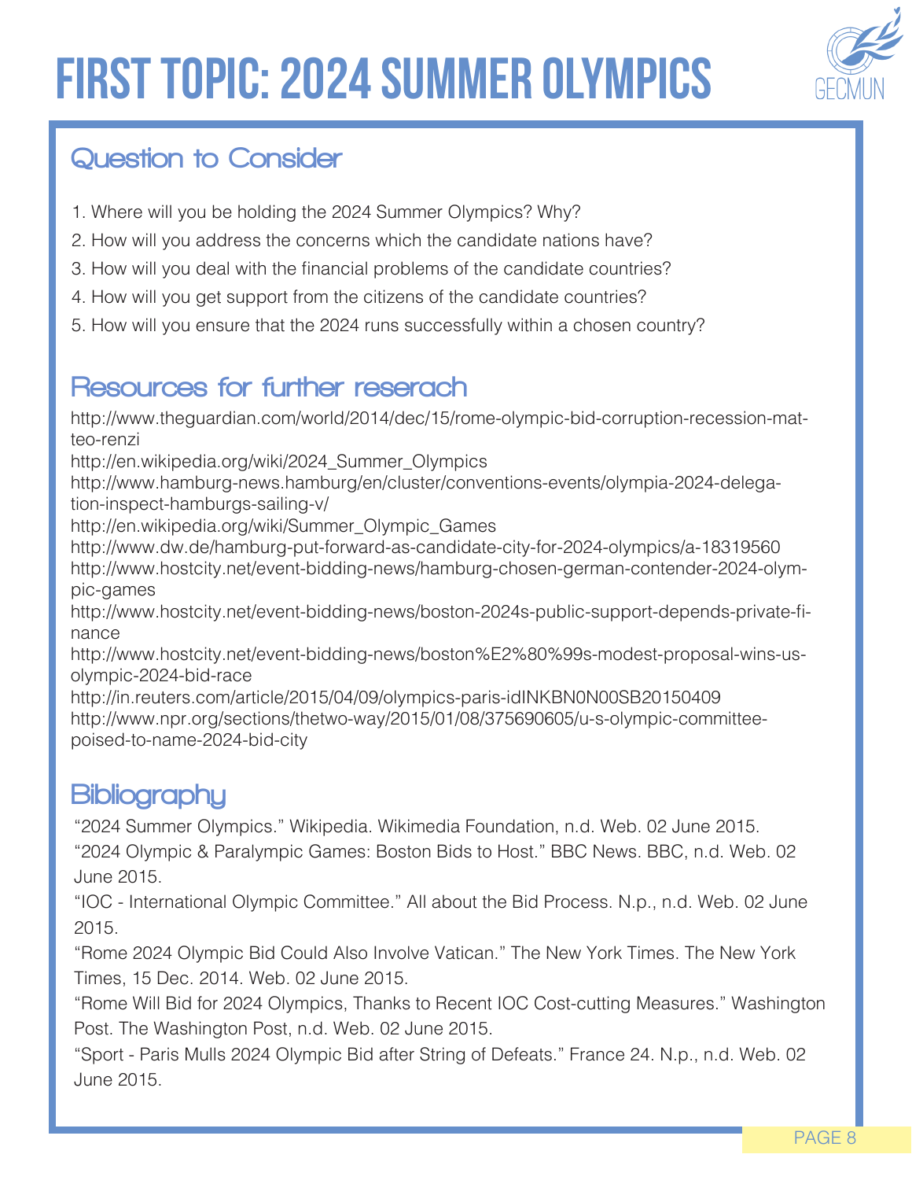# FIRST TOPIC: 2024 SUMMER OLYMPICS

## Question to Consider

1. Where will you be holding the 2024 Summer Olympics? Why?
2. How will you address the concerns which the candidate nations have?
3. How will you deal with the financial problems of the candidate countries?
4. How will you get support from the citizens of the candidate countries?
5. How will you ensure that the 2024 runs successfully within a chosen country?

## Resources for further reserach

http://www.theguardian.com/world/2014/dec/15/rome-olympic-bid-corruption-recession-matteo-renzi
http://en.wikipedia.org/wiki/2024_Summer_Olympics
http://www.hamburg-news.hamburg/en/cluster/conventions-events/olympia-2024-delegation-inspect-hamburgs-sailing-v/
http://en.wikipedia.org/wiki/Summer_Olympic_Games
http://www.dw.de/hamburg-put-forward-as-candidate-city-for-2024-olympics/a-18319560
http://www.hostcity.net/event-bidding-news/hamburg-chosen-german-contender-2024-olympic-games
http://www.hostcity.net/event-bidding-news/boston-2024s-public-support-depends-private-finance
http://www.hostcity.net/event-bidding-news/boston%E2%80%99s-modest-proposal-wins-us-olympic-2024-bid-race
http://in.reuters.com/article/2015/04/09/olympics-paris-idINKBN0N00SB20150409
http://www.npr.org/sections/thetwo-way/2015/01/08/375690605/u-s-olympic-committee-poised-to-name-2024-bid-city

## Bibliography

"2024 Summer Olympics." Wikipedia. Wikimedia Foundation, n.d. Web. 02 June 2015.
"2024 Olympic & Paralympic Games: Boston Bids to Host." BBC News. BBC, n.d. Web. 02 June 2015.
"IOC - International Olympic Committee." All about the Bid Process. N.p., n.d. Web. 02 June 2015.
"Rome 2024 Olympic Bid Could Also Involve Vatican." The New York Times. The New York Times, 15 Dec. 2014. Web. 02 June 2015.
"Rome Will Bid for 2024 Olympics, Thanks to Recent IOC Cost-cutting Measures." Washington Post. The Washington Post, n.d. Web. 02 June 2015.
"Sport - Paris Mulls 2024 Olympic Bid after String of Defeats." France 24. N.p., n.d. Web. 02 June 2015.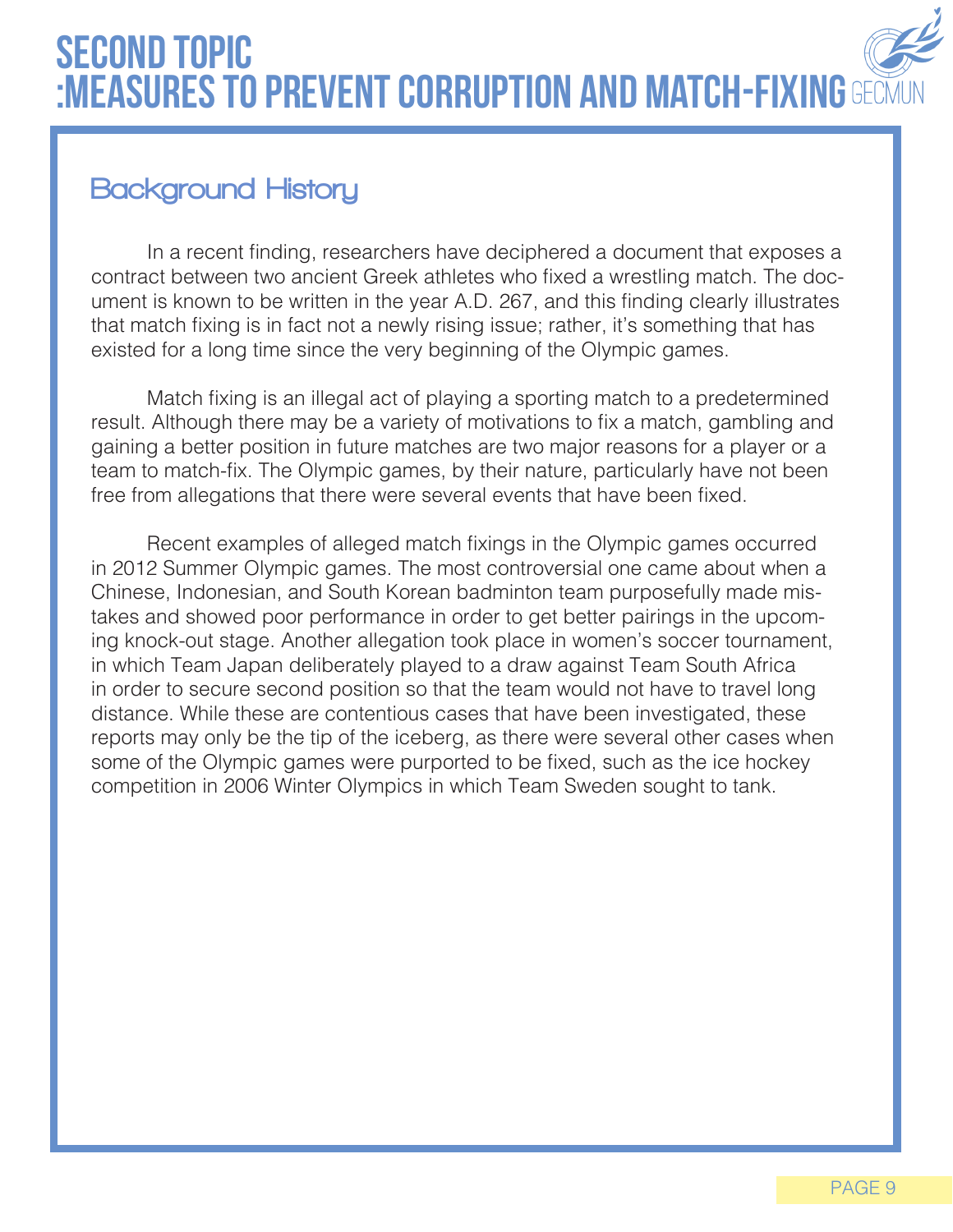# SECOND TOPIC :MEASURES TO PREVENT CORRUPTION AND MATCH-FIXING

## Background History

In a recent finding, researchers have deciphered a document that exposes a contract between two ancient Greek athletes who fixed a wrestling match. The document is known to be written in the year A.D. 267, and this finding clearly illustrates that match fixing is in fact not a newly rising issue; rather, it's something that has existed for a long time since the very beginning of the Olympic games.

Match fixing is an illegal act of playing a sporting match to a predetermined result. Although there may be a variety of motivations to fix a match, gambling and gaining a better position in future matches are two major reasons for a player or a team to match-fix. The Olympic games, by their nature, particularly have not been free from allegations that there were several events that have been fixed.

Recent examples of alleged match fixings in the Olympic games occurred in 2012 Summer Olympic games. The most controversial one came about when a Chinese, Indonesian, and South Korean badminton team purposefully made mistakes and showed poor performance in order to get better pairings in the upcoming knock-out stage. Another allegation took place in women's soccer tournament, in which Team Japan deliberately played to a draw against Team South Africa in order to secure second position so that the team would not have to travel long distance. While these are contentious cases that have been investigated, these reports may only be the tip of the iceberg, as there were several other cases when some of the Olympic games were purported to be fixed, such as the ice hockey competition in 2006 Winter Olympics in which Team Sweden sought to tank.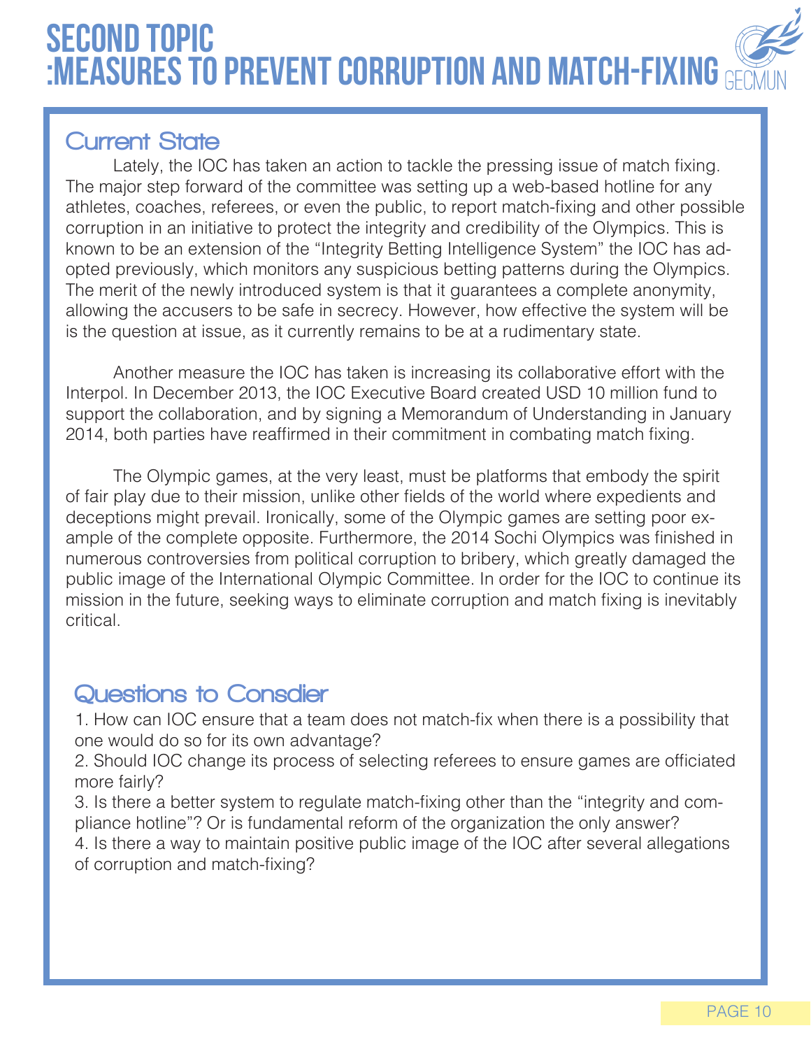# SECOND TOPIC :MEASURES TO PREVENT CORRUPTION AND MATCH-FIXING

## Current State

Lately, the IOC has taken an action to tackle the pressing issue of match fixing. The major step forward of the committee was setting up a web-based hotline for any athletes, coaches, referees, or even the public, to report match-fixing and other possible corruption in an initiative to protect the integrity and credibility of the Olympics. This is known to be an extension of the "Integrity Betting Intelligence System" the IOC has adopted previously, which monitors any suspicious betting patterns during the Olympics. The merit of the newly introduced system is that it guarantees a complete anonymity, allowing the accusers to be safe in secrecy. However, how effective the system will be is the question at issue, as it currently remains to be at a rudimentary state.

Another measure the IOC has taken is increasing its collaborative effort with the Interpol. In December 2013, the IOC Executive Board created USD 10 million fund to support the collaboration, and by signing a Memorandum of Understanding in January 2014, both parties have reaffirmed in their commitment in combating match fixing.

The Olympic games, at the very least, must be platforms that embody the spirit of fair play due to their mission, unlike other fields of the world where expedients and deceptions might prevail. Ironically, some of the Olympic games are setting poor example of the complete opposite. Furthermore, the 2014 Sochi Olympics was finished in numerous controversies from political corruption to bribery, which greatly damaged the public image of the International Olympic Committee. In order for the IOC to continue its mission in the future, seeking ways to eliminate corruption and match fixing is inevitably critical.

## Questions to Consdier

1. How can IOC ensure that a team does not match-fix when there is a possibility that one would do so for its own advantage?
2. Should IOC change its process of selecting referees to ensure games are officiated more fairly?
3. Is there a better system to regulate match-fixing other than the "integrity and compliance hotline"? Or is fundamental reform of the organization the only answer?
4. Is there a way to maintain positive public image of the IOC after several allegations of corruption and match-fixing?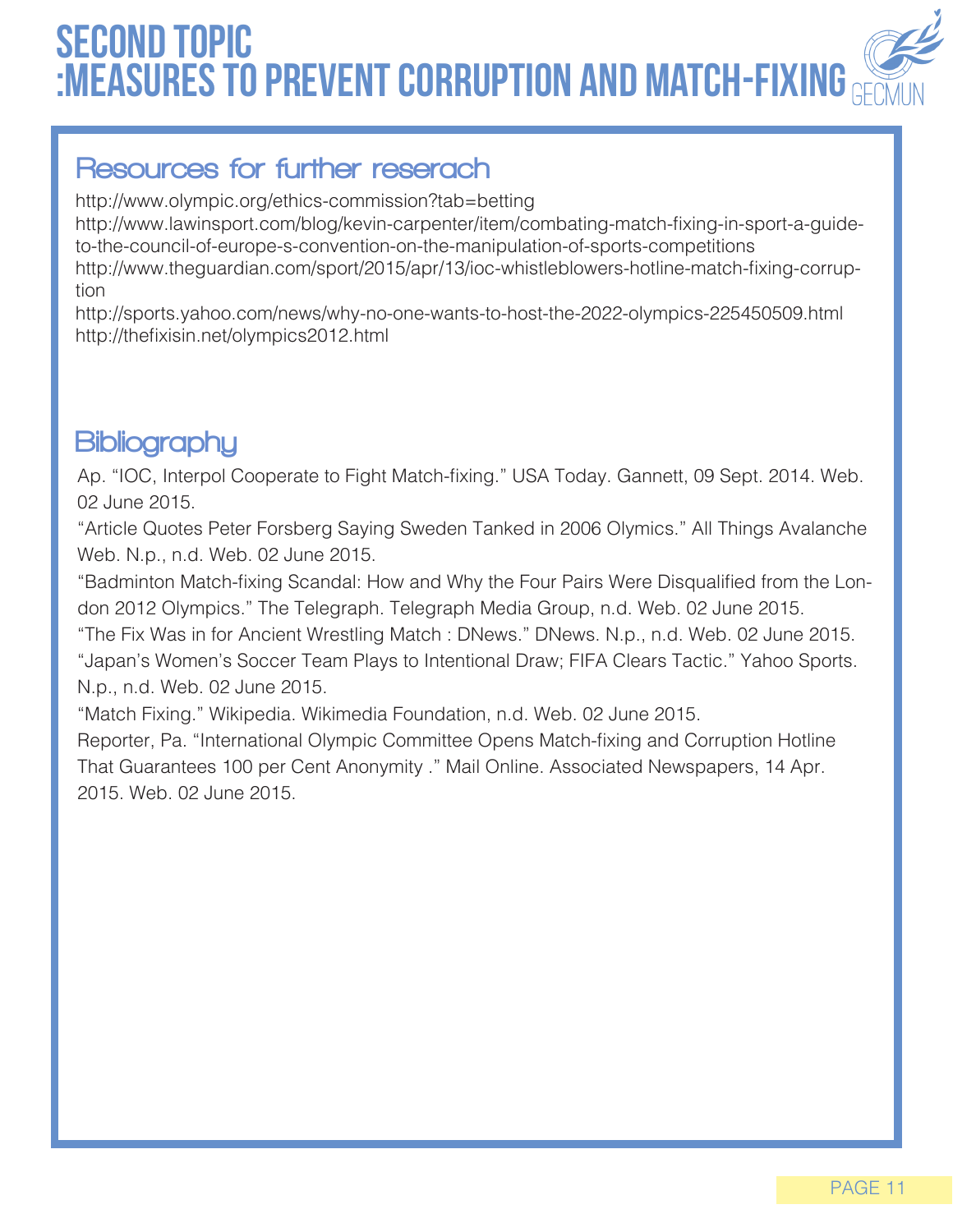# SECOND TOPIC :MEASURES TO PREVENT CORRUPTION AND MATCH-FIXING

## Resources for further reserach

http://www.olympic.org/ethics-commission?tab=betting
http://www.lawinsport.com/blog/kevin-carpenter/item/combating-match-fixing-in-sport-a-guide-to-the-council-of-europe-s-convention-on-the-manipulation-of-sports-competitions
http://www.theguardian.com/sport/2015/apr/13/ioc-whistleblowers-hotline-match-fixing-corruption
http://sports.yahoo.com/news/why-no-one-wants-to-host-the-2022-olympics-225450509.html
http://thefixisin.net/olympics2012.html

## Bibliography

Ap. "IOC, Interpol Cooperate to Fight Match-fixing." USA Today. Gannett, 09 Sept. 2014. Web. 02 June 2015.

"Article Quotes Peter Forsberg Saying Sweden Tanked in 2006 Olymics." All Things Avalanche Web. N.p., n.d. Web. 02 June 2015.

"Badminton Match-fixing Scandal: How and Why the Four Pairs Were Disqualified from the London 2012 Olympics." The Telegraph. Telegraph Media Group, n.d. Web. 02 June 2015.

"The Fix Was in for Ancient Wrestling Match : DNews." DNews. N.p., n.d. Web. 02 June 2015.

"Japan's Women's Soccer Team Plays to Intentional Draw; FIFA Clears Tactic." Yahoo Sports. N.p., n.d. Web. 02 June 2015.

"Match Fixing." Wikipedia. Wikimedia Foundation, n.d. Web. 02 June 2015.

Reporter, Pa. "International Olympic Committee Opens Match-fixing and Corruption Hotline That Guarantees 100 per Cent Anonymity ." Mail Online. Associated Newspapers, 14 Apr. 2015. Web. 02 June 2015.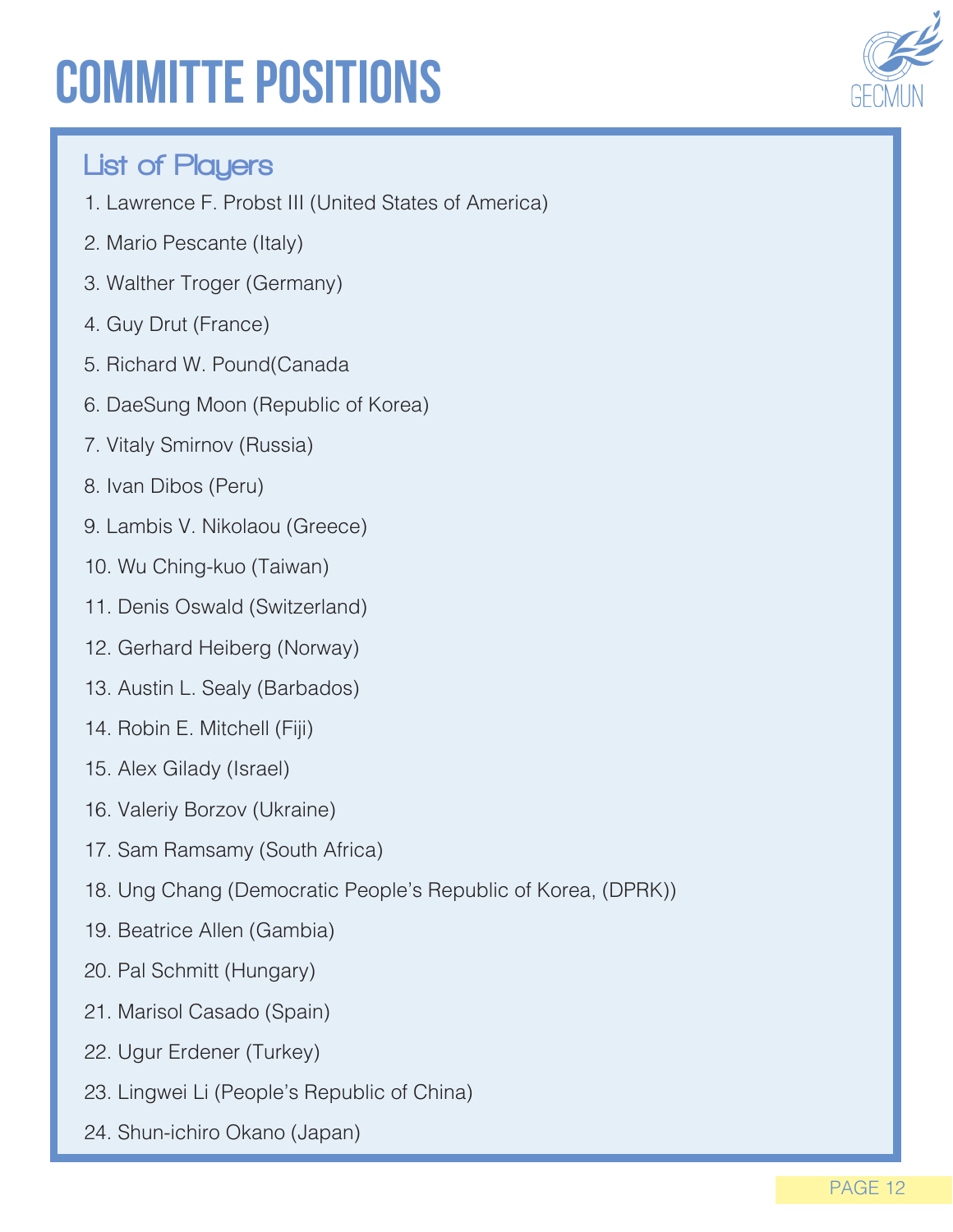# COMMITTE POSITIONS

## List of Players

1. Lawrence F. Probst III (United States of America)
2. Mario Pescante (Italy)
3. Walther Troger (Germany)
4. Guy Drut (France)
5. Richard W. Pound(Canada
6. DaeSung Moon (Republic of Korea)
7. Vitaly Smirnov (Russia)
8. Ivan Dibos (Peru)
9. Lambis V. Nikolaou (Greece)
10. Wu Ching-kuo (Taiwan)
11. Denis Oswald (Switzerland)
12. Gerhard Heiberg (Norway)
13. Austin L. Sealy (Barbados)
14. Robin E. Mitchell (Fiji)
15. Alex Gilady (Israel)
16. Valeriy Borzov (Ukraine)
17. Sam Ramsamy (South Africa)
18. Ung Chang (Democratic People's Republic of Korea, (DPRK))
19. Beatrice Allen (Gambia)
20. Pal Schmitt (Hungary)
21. Marisol Casado (Spain)
22. Ugur Erdener (Turkey)
23. Lingwei Li (People's Republic of China)
24. Shun-ichiro Okano (Japan)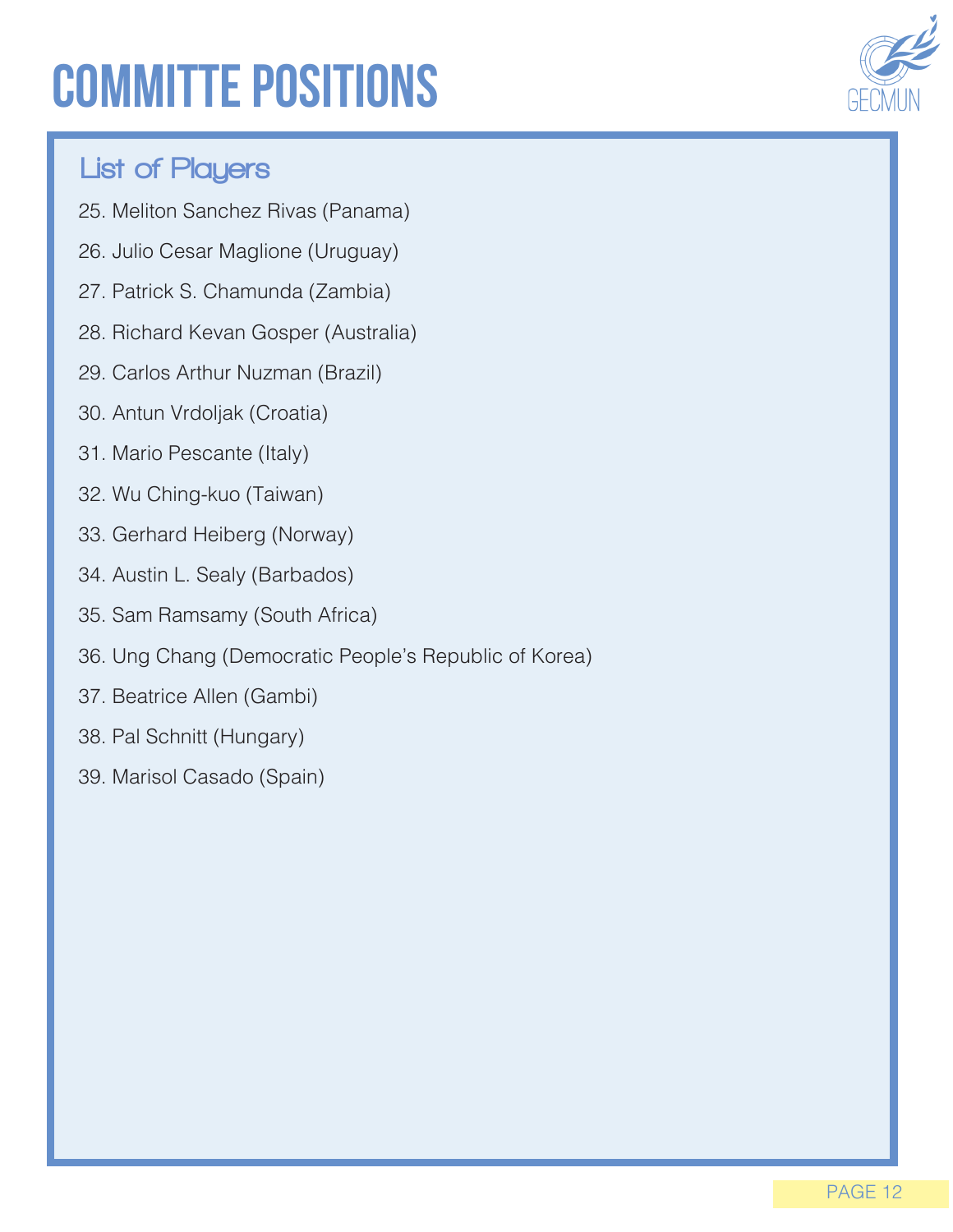# COMMITTE POSITIONS

## List of Players

25. Meliton Sanchez Rivas (Panama)
26. Julio Cesar Maglione (Uruguay)
27. Patrick S. Chamunda (Zambia)
28. Richard Kevan Gosper (Australia)
29. Carlos Arthur Nuzman (Brazil)
30. Antun Vrdoljak (Croatia)
31. Mario Pescante (Italy)
32. Wu Ching-kuo (Taiwan)
33. Gerhard Heiberg (Norway)
34. Austin L. Sealy (Barbados)
35. Sam Ramsamy (South Africa)
36. Ung Chang (Democratic People's Republic of Korea)
37. Beatrice Allen (Gambi)
38. Pal Schnitt (Hungary)
39. Marisol Casado (Spain)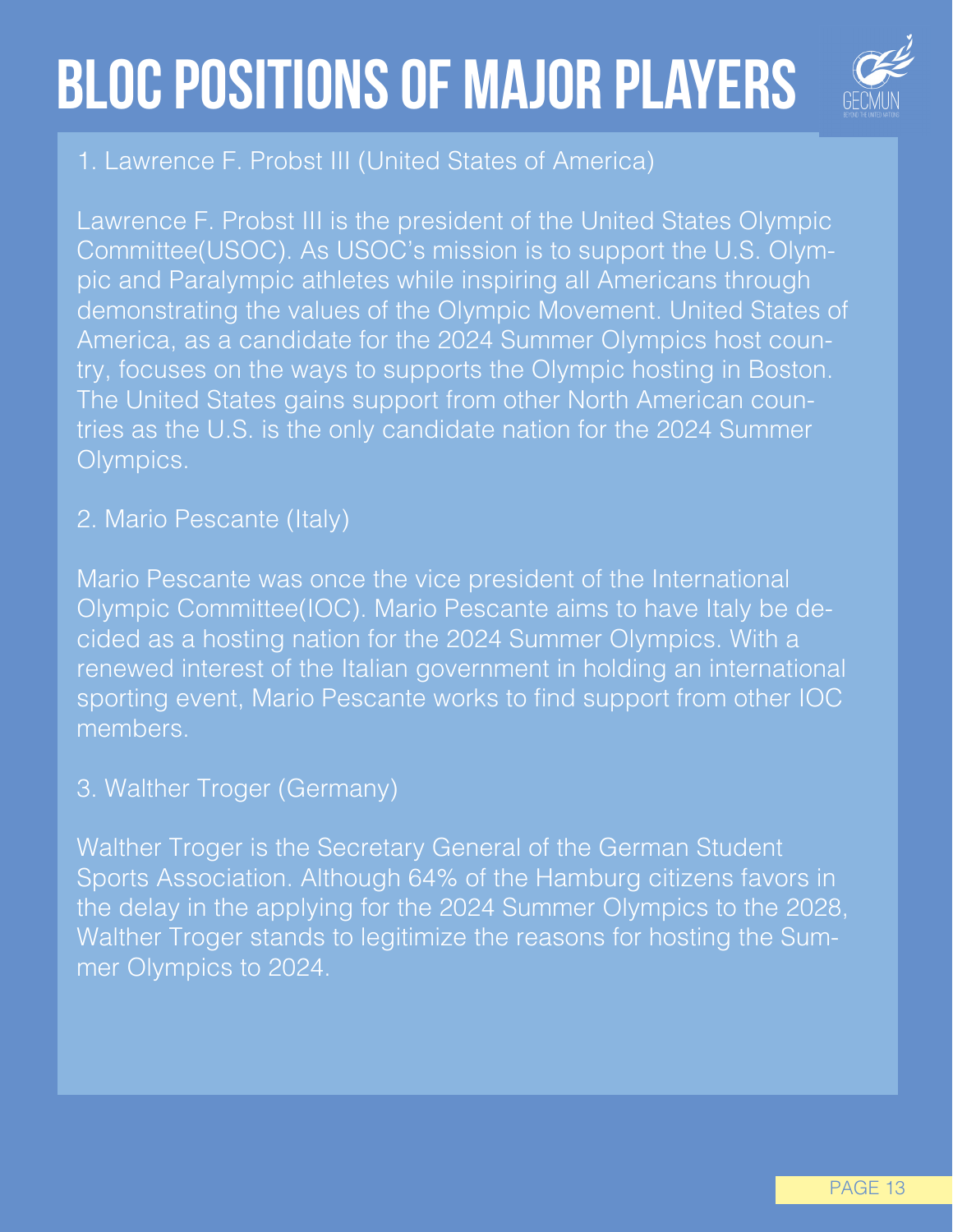# BLOC POSITIONS OF MAJOR PLAYERS

1. Lawrence F. Probst III (United States of America)

Lawrence F. Probst III is the president of the United States Olympic Committee(USOC). As USOC's mission is to support the U.S. Olympic and Paralympic athletes while inspiring all Americans through demonstrating the values of the Olympic Movement. United States of America, as a candidate for the 2024 Summer Olympics host country, focuses on the ways to supports the Olympic hosting in Boston. The United States gains support from other North American countries as the U.S. is the only candidate nation for the 2024 Summer Olympics.

2. Mario Pescante (Italy)

Mario Pescante was once the vice president of the International Olympic Committee(IOC). Mario Pescante aims to have Italy be decided as a hosting nation for the 2024 Summer Olympics. With a renewed interest of the Italian government in holding an international sporting event, Mario Pescante works to find support from other IOC members.

3. Walther Troger (Germany)

Walther Troger is the Secretary General of the German Student Sports Association. Although 64% of the Hamburg citizens favors in the delay in the applying for the 2024 Summer Olympics to the 2028, Walther Troger stands to legitimize the reasons for hosting the Summer Olympics to 2024.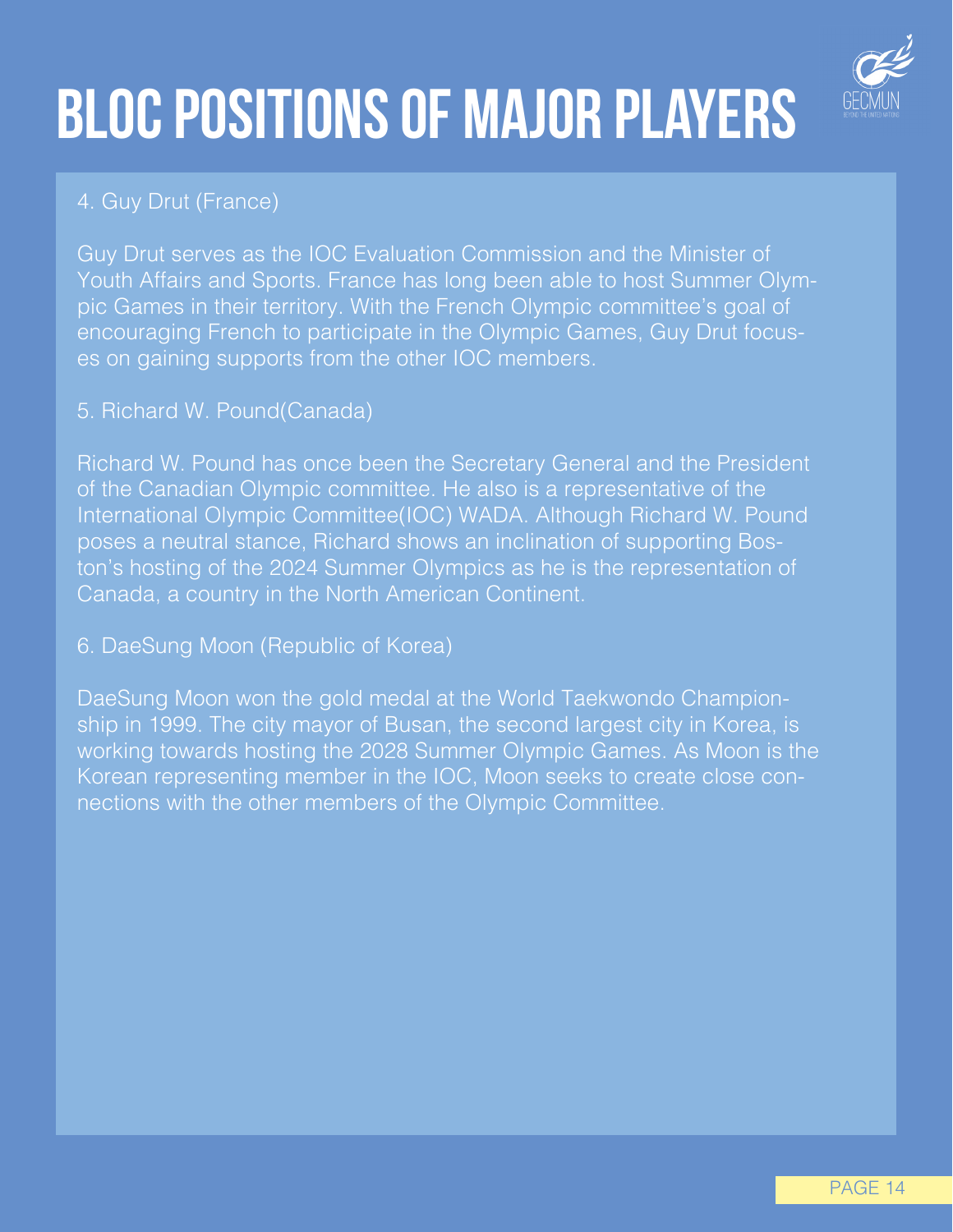# BLOC POSITIONS OF MAJOR PLAYERS

4. Guy Drut (France)

Guy Drut serves as the IOC Evaluation Commission and the Minister of Youth Affairs and Sports. France has long been able to host Summer Olympic Games in their territory. With the French Olympic committee's goal of encouraging French to participate in the Olympic Games, Guy Drut focuses on gaining supports from the other IOC members.

5. Richard W. Pound(Canada)

Richard W. Pound has once been the Secretary General and the President of the Canadian Olympic committee. He also is a representative of the International Olympic Committee(IOC) WADA. Although Richard W. Pound poses a neutral stance, Richard shows an inclination of supporting Boston's hosting of the 2024 Summer Olympics as he is the representation of Canada, a country in the North American Continent.

6. DaeSung Moon (Republic of Korea)

DaeSung Moon won the gold medal at the World Taekwondo Championship in 1999. The city mayor of Busan, the second largest city in Korea, is working towards hosting the 2028 Summer Olympic Games. As Moon is the Korean representing member in the IOC, Moon seeks to create close connections with the other members of the Olympic Committee.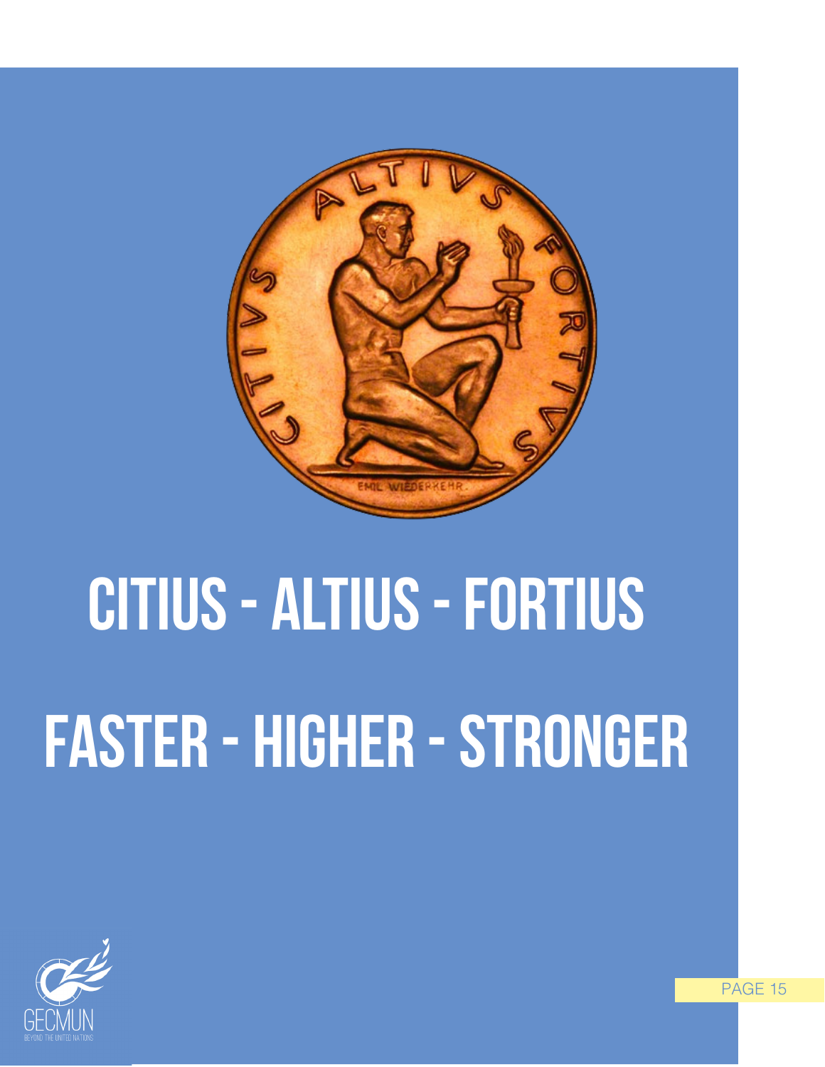# CITIUS - ALTIUS - FORTIUS

# FASTER - HIGHER - STRONGER